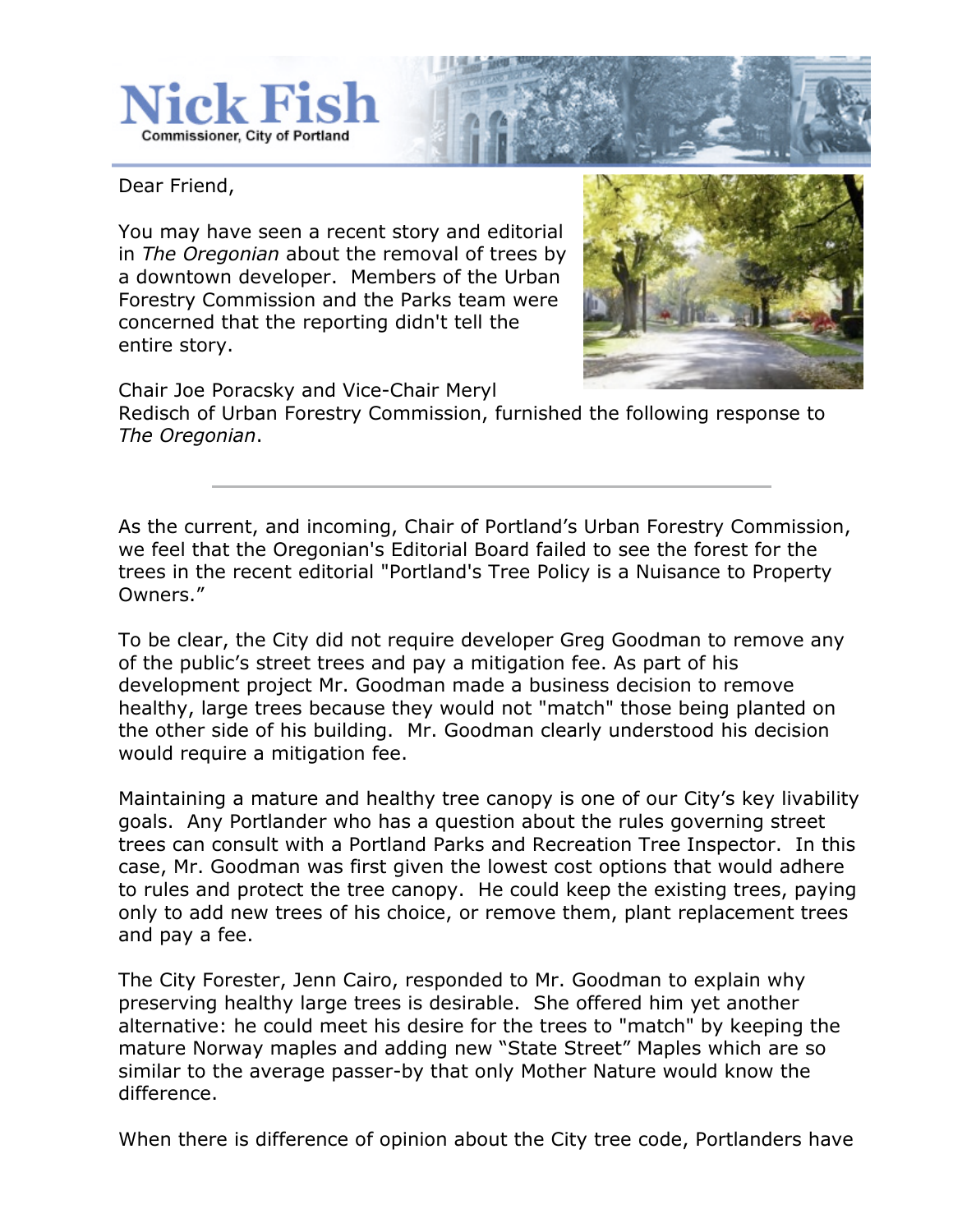# Nick Fish

Commissioner, City of Portland

Dear Friend,

You may have seen a recent story and editorial in *The Oregonian* about the removal of trees by a downtown developer. Members of the Urban Forestry Commission and the Parks team were concerned that the reporting didn't tell the entire story.

Chair Joe Poracsky and Vice-Chair Meryl Redisch of Urban Forestry Commission, furnished the following response to *The Oregonian*.

---

As the current, and incoming, Chair of Portland's Urban Forestry Commission, we feel that the Oregonian's Editorial Board failed to see the forest for the trees in the recent editorial "Portland's Tree Policy is a Nuisance to Property Owners."

To be clear, the City did not require developer Greg Goodman to remove any of the public's street trees and pay a mitigation fee. As part of his development project Mr. Goodman made a business decision to remove healthy, large trees because they would not "match" those being planted on the other side of his building. Mr. Goodman clearly understood his decision would require a mitigation fee.

Maintaining a mature and healthy tree canopy is one of our City's key livability goals. Any Portlander who has a question about the rules governing street trees can consult with a Portland Parks and Recreation Tree Inspector. In this case, Mr. Goodman was first given the lowest cost options that would adhere to rules and protect the tree canopy. He could keep the existing trees, paying only to add new trees of his choice, or remove them, plant replacement trees and pay a fee.

The City Forester, Jenn Cairo, responded to Mr. Goodman to explain why preserving healthy large trees is desirable. She offered him yet another alternative: he could meet his desire for the trees to "match" by keeping the mature Norway maples and adding new "State Street" Maples which are so similar to the average passer-by that only Mother Nature would know the difference.

When there is difference of opinion about the City tree code, Portlanders have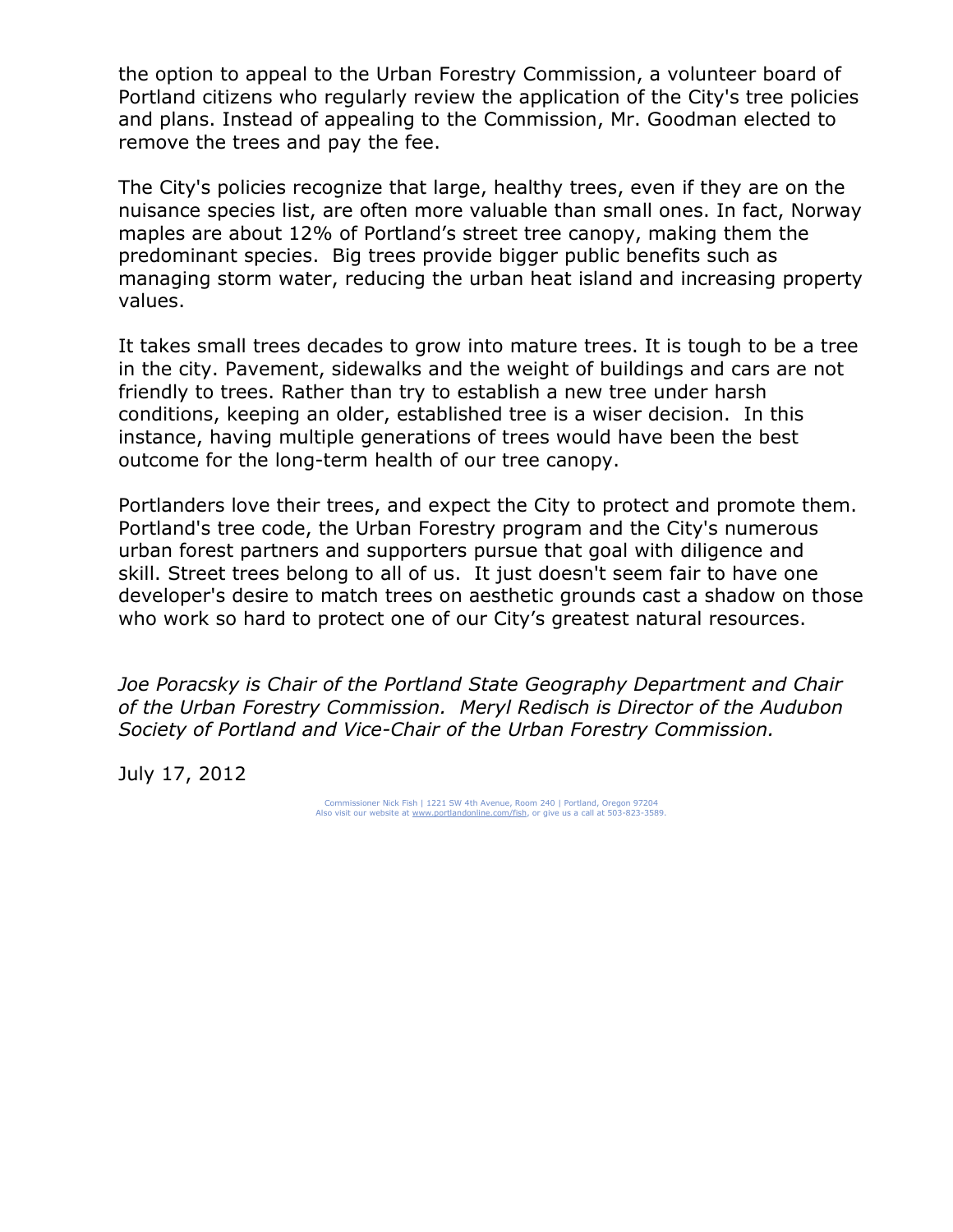the option to appeal to the Urban Forestry Commission, a volunteer board of Portland citizens who regularly review the application of the City's tree policies and plans. Instead of appealing to the Commission, Mr. Goodman elected to remove the trees and pay the fee.

The City's policies recognize that large, healthy trees, even if they are on the nuisance species list, are often more valuable than small ones. In fact, Norway maples are about 12% of Portland's street tree canopy, making them the predominant species. Big trees provide bigger public benefits such as managing storm water, reducing the urban heat island and increasing property values.

It takes small trees decades to grow into mature trees. It is tough to be a tree in the city. Pavement, sidewalks and the weight of buildings and cars are not friendly to trees. Rather than try to establish a new tree under harsh conditions, keeping an older, established tree is a wiser decision. In this instance, having multiple generations of trees would have been the best outcome for the long-term health of our tree canopy.

Portlanders love their trees, and expect the City to protect and promote them. Portland's tree code, the Urban Forestry program and the City's numerous urban forest partners and supporters pursue that goal with diligence and skill. Street trees belong to all of us. It just doesn't seem fair to have one developer's desire to match trees on aesthetic grounds cast a shadow on those who work so hard to protect one of our City's greatest natural resources.

*Joe Poracsky is Chair of the Portland State Geography Department and Chair of the Urban Forestry Commission. Meryl Redisch is Director of the Audubon Society of Portland and Vice-Chair of the Urban Forestry Commission.*

July 17, 2012